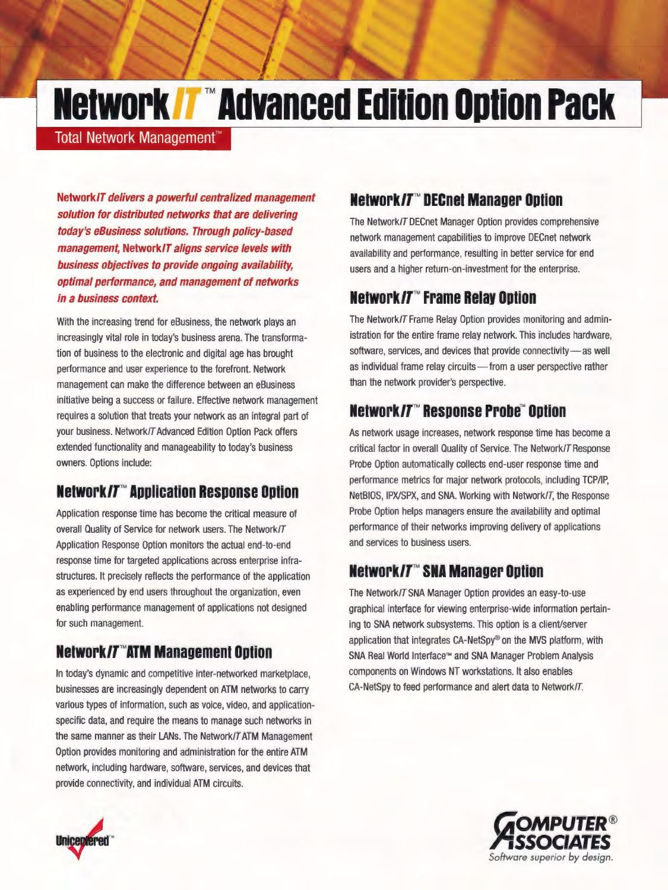# Network*IT*™ Advanced Edition Option Pack

Total Network Management™

***NetworkIT delivers a powerful centralized management solution for distributed networks that are delivering today's eBusiness solutions. Through policy-based management, NetworkIT aligns service levels with business objectives to provide ongoing availability, optimal performance, and management of networks in a business context.***

With the increasing trend for eBusiness, the network plays an increasingly vital role in today's business arena. The transformation of business to the electronic and digital age has brought performance and user experience to the forefront. Network management can make the difference between an eBusiness initiative being a success or failure. Effective network management requires a solution that treats your network as an integral part of your business. Network*IT* Advanced Edition Option Pack offers extended functionality and manageability to today's business owners. Options include:

## Network*IT*™ Application Response Option

Application response time has become the critical measure of overall Quality of Service for network users. The Network*IT* Application Response Option monitors the actual end-to-end response time for targeted applications across enterprise infrastructures. It precisely reflects the performance of the application as experienced by end users throughout the organization, even enabling performance management of applications not designed for such management.

## Network*IT*™ ATM Management Option

In today's dynamic and competitive inter-networked marketplace, businesses are increasingly dependent on ATM networks to carry various types of information, such as voice, video, and application-specific data, and require the means to manage such networks in the same manner as their LANs. The Network*IT* ATM Management Option provides monitoring and administration for the entire ATM network, including hardware, software, services, and devices that provide connectivity, and individual ATM circuits.

## Network*IT*™ DECnet Manager Option

The Network*IT* DECnet Manager Option provides comprehensive network management capabilities to improve DECnet network availability and performance, resulting in better service for end users and a higher return-on-investment for the enterprise.

## Network*IT*™ Frame Relay Option

The Network*IT* Frame Relay Option provides monitoring and administration for the entire frame relay network. This includes hardware, software, services, and devices that provide connectivity—as well as individual frame relay circuits—from a user perspective rather than the network provider's perspective.

## Network*IT*™ Response Probe™ Option

As network usage increases, network response time has become a critical factor in overall Quality of Service. The Network*IT* Response Probe Option automatically collects end-user response time and performance metrics for major network protocols, including TCP/IP, NetBIOS, IPX/SPX, and SNA. Working with Network*IT*, the Response Probe Option helps managers ensure the availability and optimal performance of their networks improving delivery of applications and services to business users.

## Network*IT*™ SNA Manager Option

The Network*IT* SNA Manager Option provides an easy-to-use graphical interface for viewing enterprise-wide information pertaining to SNA network subsystems. This option is a client/server application that integrates CA-NetSpy® on the MVS platform, with SNA Real World Interface™ and SNA Manager Problem Analysis components on Windows NT workstations. It also enables CA-NetSpy to feed performance and alert data to Network*IT*.

Unicentered™

Computer Associates® Software superior by design.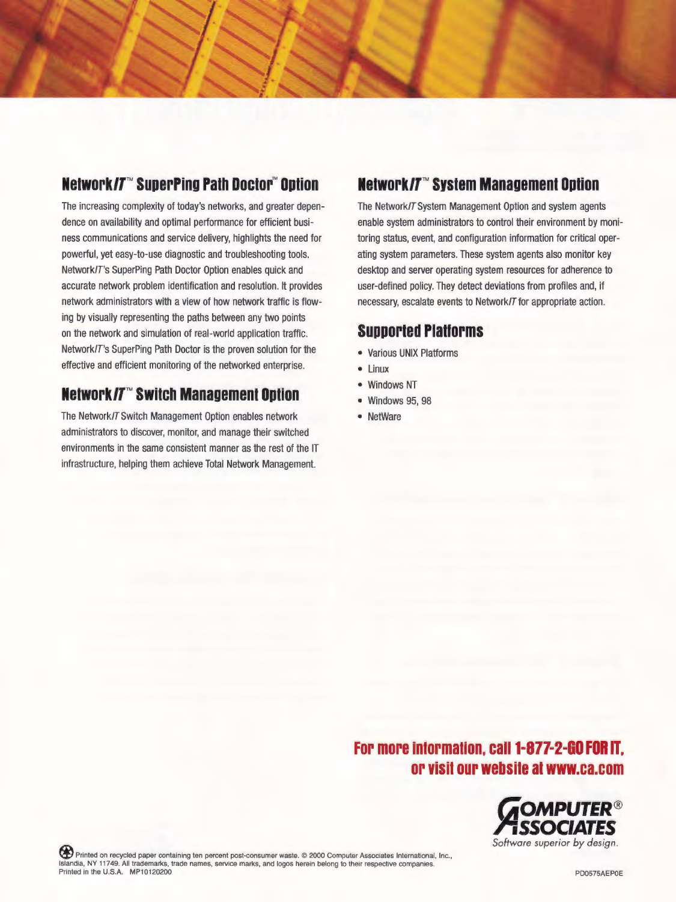## Network*IT*™ SuperPing Path Doctor™ Option

The increasing complexity of today's networks, and greater dependence on availability and optimal performance for efficient business communications and service delivery, highlights the need for powerful, yet easy-to-use diagnostic and troubleshooting tools. Network/IT's SuperPing Path Doctor Option enables quick and accurate network problem identification and resolution. It provides network administrators with a view of how network traffic is flowing by visually representing the paths between any two points on the network and simulation of real-world application traffic. Network/IT's SuperPing Path Doctor is the proven solution for the effective and efficient monitoring of the networked enterprise.

## Network*IT*™ Switch Management Option

The Network*IT* Switch Management Option enables network administrators to discover, monitor, and manage their switched environments in the same consistent manner as the rest of the IT infrastructure, helping them achieve Total Network Management.

## Network*IT*™ System Management Option

The Network*IT* System Management Option and system agents enable system administrators to control their environment by monitoring status, event, and configuration information for critical operating system parameters. These system agents also monitor key desktop and server operating system resources for adherence to user-defined policy. They detect deviations from profiles and, if necessary, escalate events to Network*IT* for appropriate action.

## Supported Platforms

- Various UNIX Platforms
- Linux
- Windows NT
- Windows 95, 98
- NetWare

**For more information, call 1-877-2-GO FOR IT, or visit our website at www.ca.com**

COMPUTER® ASSOCIATES
*Software superior by design.*

Printed on recycled paper containing ten percent post-consumer waste. © 2000 Computer Associates International, Inc., Islandia, NY 11749. All trademarks, trade names, service marks, and logos herein belong to their respective companies.
Printed in the U.S.A. MP10120200

PD0575AEP0E